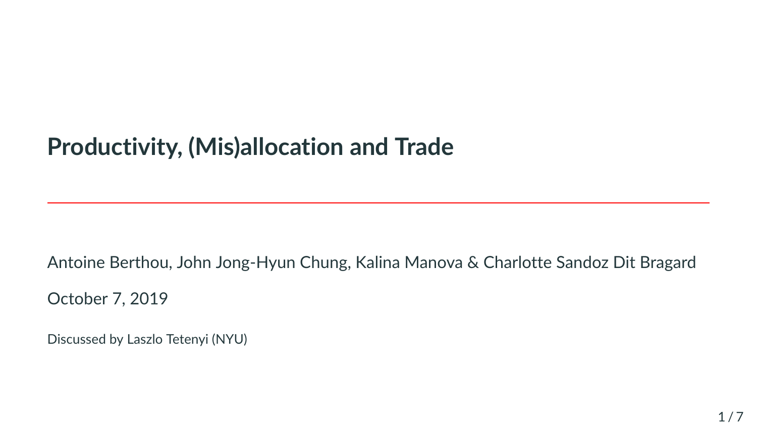# Productivity, (Mis)allocation and Trade

Antoine Berthou, John Jong-Hyun Chung, Kalina Manova & Charlotte Sandoz Dit Bragard

October 7, 2019

Discussed by Laszlo Tetenyi (NYU)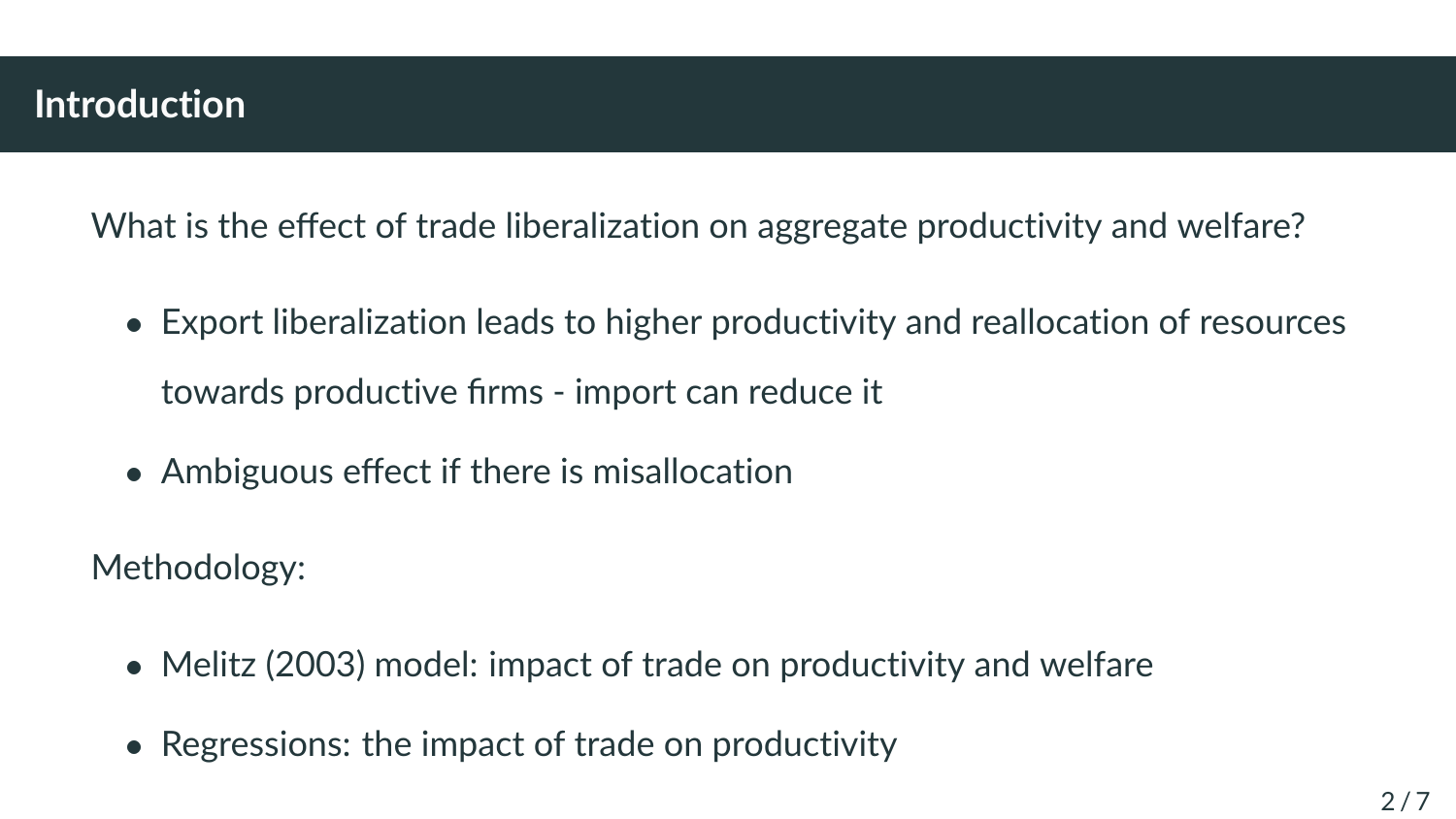## Introduction

What is the effect of trade liberalization on aggregate productivity and welfare?

- Export liberalization leads to higher productivity and reallocation of resources towards productive firms - import can reduce it
- Ambiguous effect if there is misallocation

Methodology:

- Melitz (2003) model: impact of trade on productivity and welfare
- Regressions: the impact of trade on productivity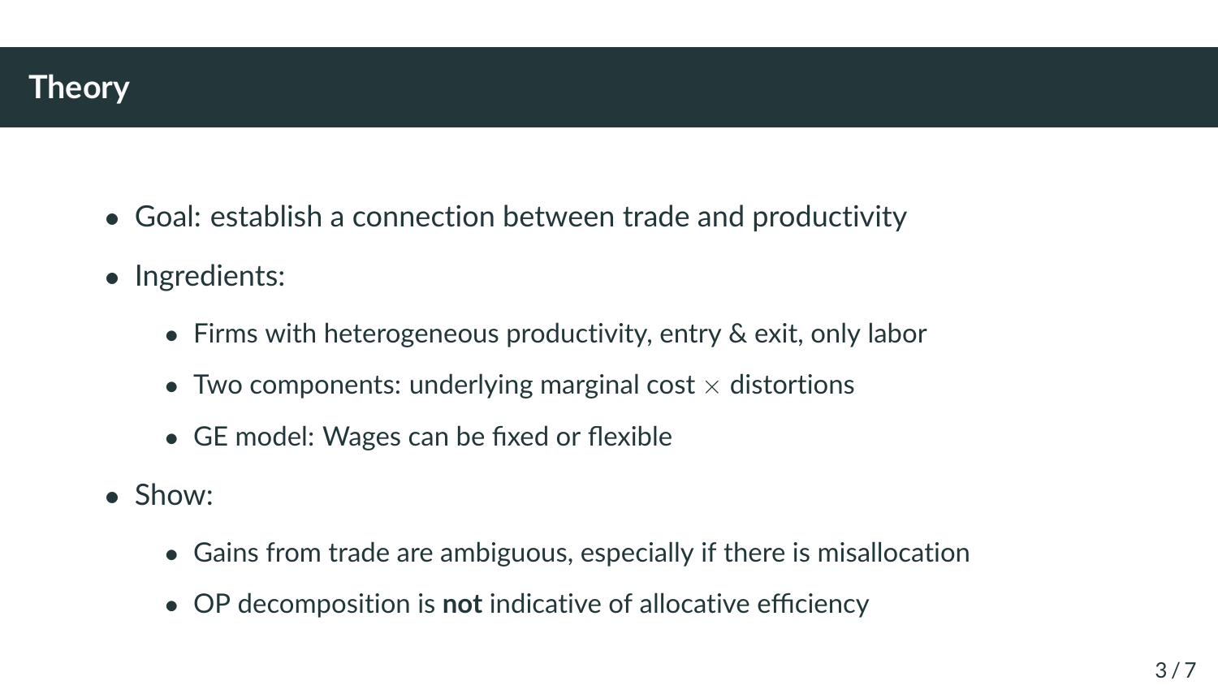## Theory

- Goal: establish a connection between trade and productivity
- Ingredients:
  - Firms with heterogeneous productivity, entry & exit, only labor
  - Two components: underlying marginal cost $\times$ distortions
  - GE model: Wages can be fixed or flexible
- Show:
  - Gains from trade are ambiguous, especially if there is misallocation
  - OP decomposition is **not** indicative of allocative efficiency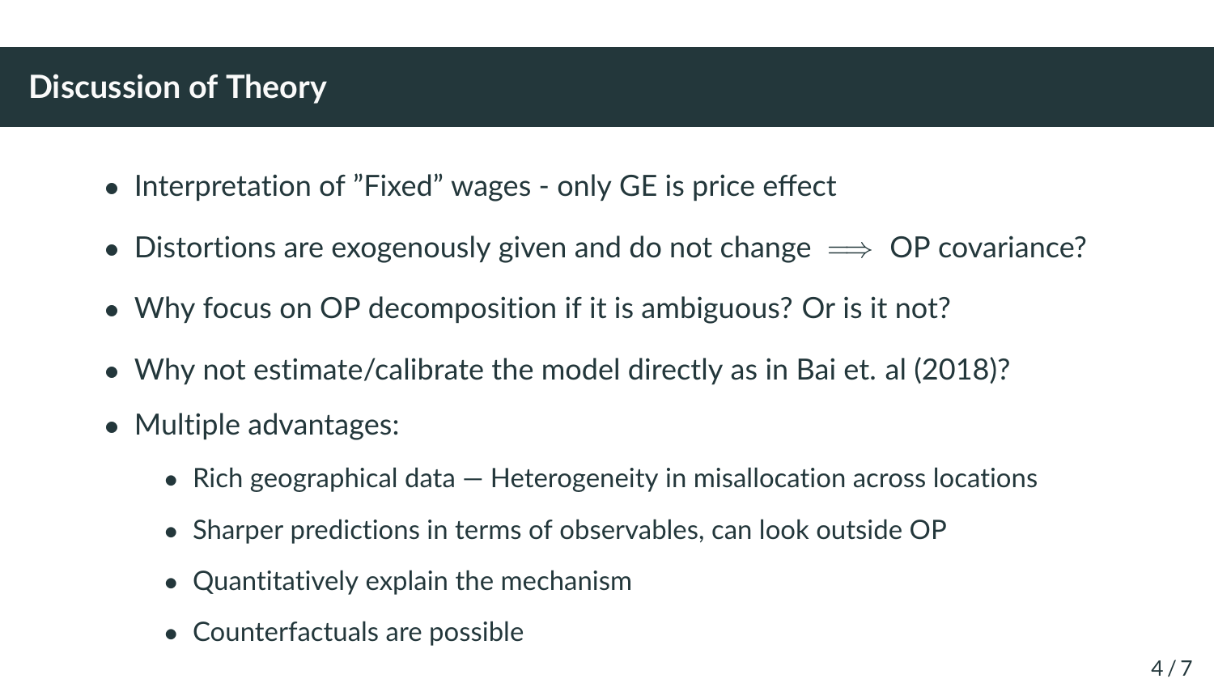## Discussion of Theory

- Interpretation of ”Fixed” wages - only GE is price effect
- Distortions are exogenously given and do not change $\implies$ OP covariance?
- Why focus on OP decomposition if it is ambiguous? Or is it not?
- Why not estimate/calibrate the model directly as in Bai et. al (2018)?
- Multiple advantages:
  - Rich geographical data — Heterogeneity in misallocation across locations
  - Sharper predictions in terms of observables, can look outside OP
  - Quantitatively explain the mechanism
  - Counterfactuals are possible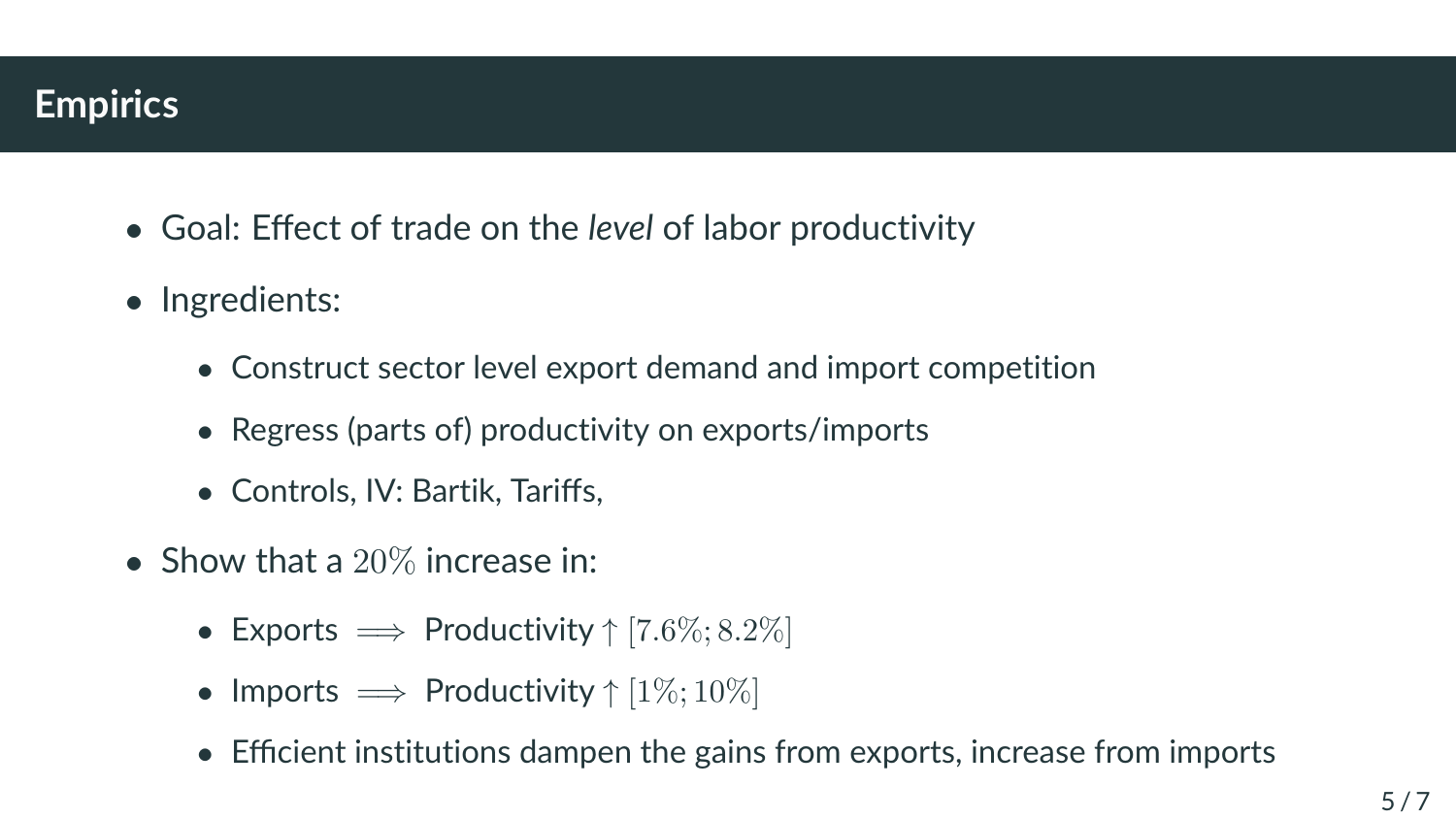## Empirics

- Goal: Effect of trade on the *level* of labor productivity
- Ingredients:
  - Construct sector level export demand and import competition
  - Regress (parts of) productivity on exports/imports
  - Controls, IV: Bartik, Tariffs,
- Show that a $20\%$ increase in:
  - Exports $\implies$ Productivity $\uparrow$ $[7.6\%; 8.2\%]$
  - Imports $\implies$ Productivity $\uparrow$ $[1\%; 10\%]$
  - Efficient institutions dampen the gains from exports, increase from imports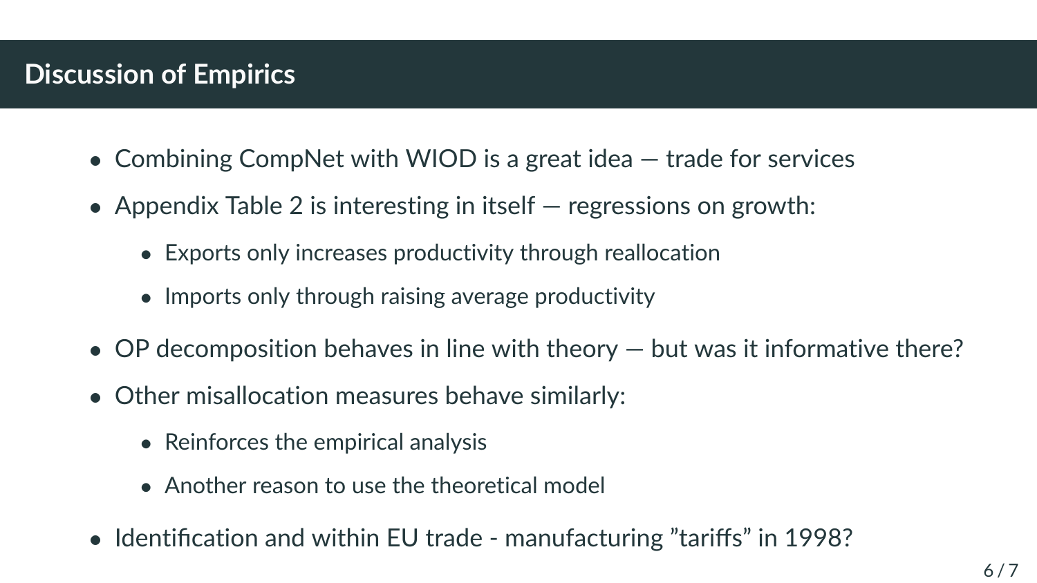# Discussion of Empirics

- Combining CompNet with WIOD is a great idea — trade for services
- Appendix Table 2 is interesting in itself — regressions on growth:
  - Exports only increases productivity through reallocation
  - Imports only through raising average productivity
- OP decomposition behaves in line with theory — but was it informative there?
- Other misallocation measures behave similarly:
  - Reinforces the empirical analysis
  - Another reason to use the theoretical model
- Identification and within EU trade - manufacturing ”tariffs” in 1998?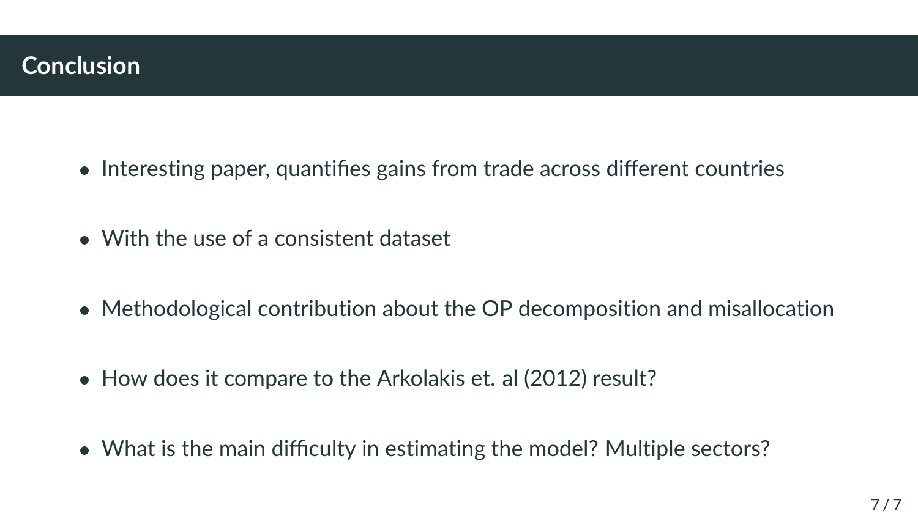## Conclusion

- Interesting paper, quantifies gains from trade across different countries
- With the use of a consistent dataset
- Methodological contribution about the OP decomposition and misallocation
- How does it compare to the Arkolakis et. al (2012) result?
- What is the main difficulty in estimating the model? Multiple sectors?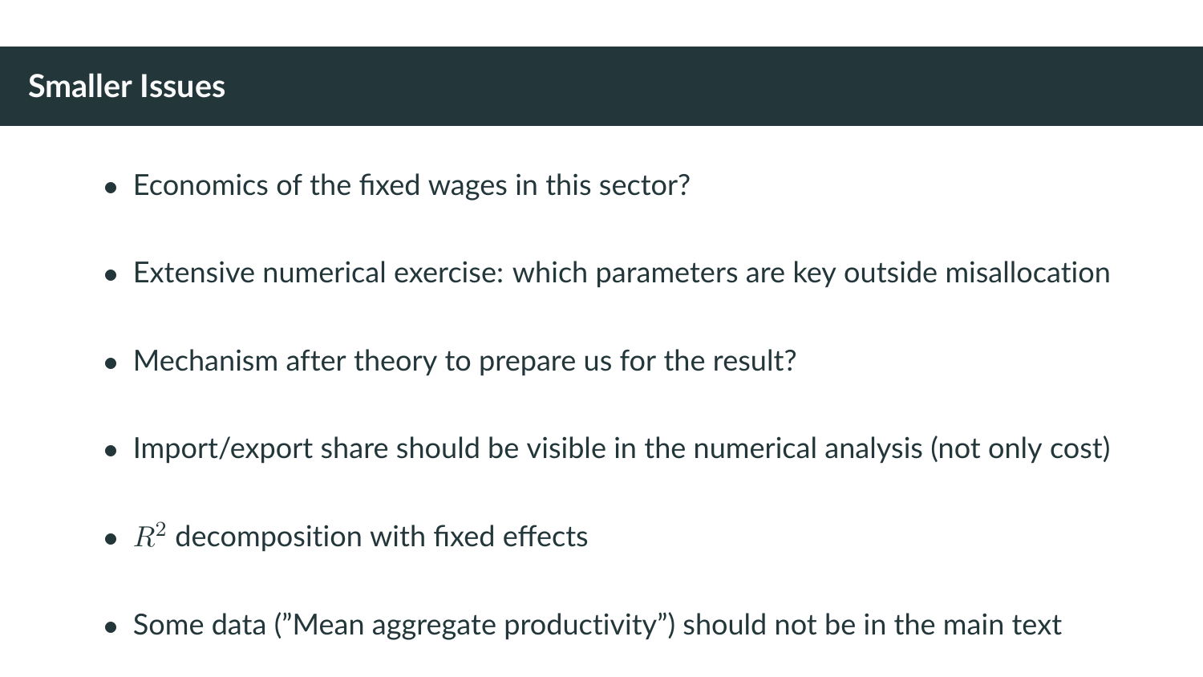## Smaller Issues

- Economics of the fixed wages in this sector?
- Extensive numerical exercise: which parameters are key outside misallocation
- Mechanism after theory to prepare us for the result?
- Import/export share should be visible in the numerical analysis (not only cost)
- $R^2$ decomposition with fixed effects
- Some data ("Mean aggregate productivity") should not be in the main text